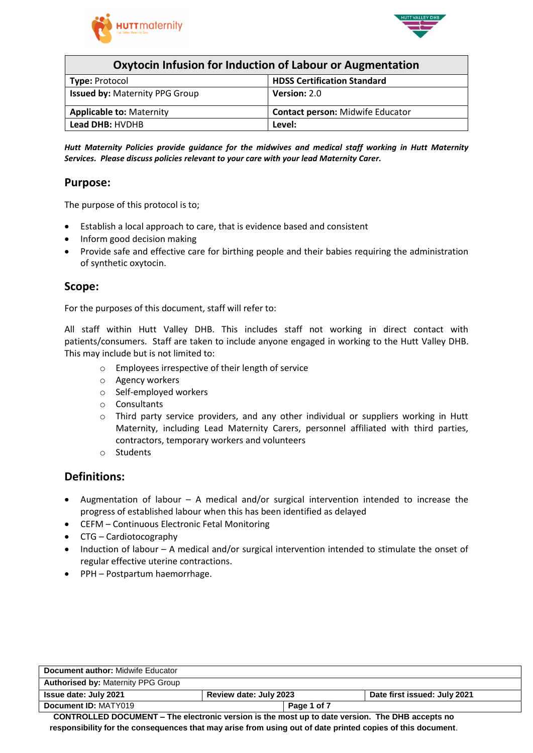| Oxytocin Infusion for Induction of Labour or Augmentation | |
|---|---|
| **Type:** Protocol | **HDSS Certification Standard** |
| **Issued by:** Maternity PPG Group | **Version:** 2.0 |
| **Applicable to:** Maternity | **Contact person:** Midwife Educator |
| **Lead DHB:** HVDHB | **Level:** |

***Hutt Maternity Policies provide guidance for the midwives and medical staff working in Hutt Maternity Services. Please discuss policies relevant to your care with your lead Maternity Carer.***

## Purpose:

The purpose of this protocol is to;

- Establish a local approach to care, that is evidence based and consistent
- Inform good decision making
- Provide safe and effective care for birthing people and their babies requiring the administration of synthetic oxytocin.

## Scope:

For the purposes of this document, staff will refer to:

All staff within Hutt Valley DHB. This includes staff not working in direct contact with patients/consumers. Staff are taken to include anyone engaged in working to the Hutt Valley DHB. This may include but is not limited to:

- Employees irrespective of their length of service
- Agency workers
- Self-employed workers
- Consultants
- Third party service providers, and any other individual or suppliers working in Hutt Maternity, including Lead Maternity Carers, personnel affiliated with third parties, contractors, temporary workers and volunteers
- Students

## Definitions:

- Augmentation of labour – A medical and/or surgical intervention intended to increase the progress of established labour when this has been identified as delayed
- CEFM – Continuous Electronic Fetal Monitoring
- CTG – Cardiotocography
- Induction of labour – A medical and/or surgical intervention intended to stimulate the onset of regular effective uterine contractions.
- PPH – Postpartum haemorrhage.

| **Document author:** Midwife Educator | | |
|---|---|---|
| **Authorised by:** Maternity PPG Group | | |
| **Issue date: July 2021** | **Review date: July 2023** | **Date first issued: July 2021** |
| **Document ID:** MATY019 | | |

**CONTROLLED DOCUMENT – The electronic version is the most up to date version. The DHB accepts no responsibility for the consequences that may arise from using out of date printed copies of this document.**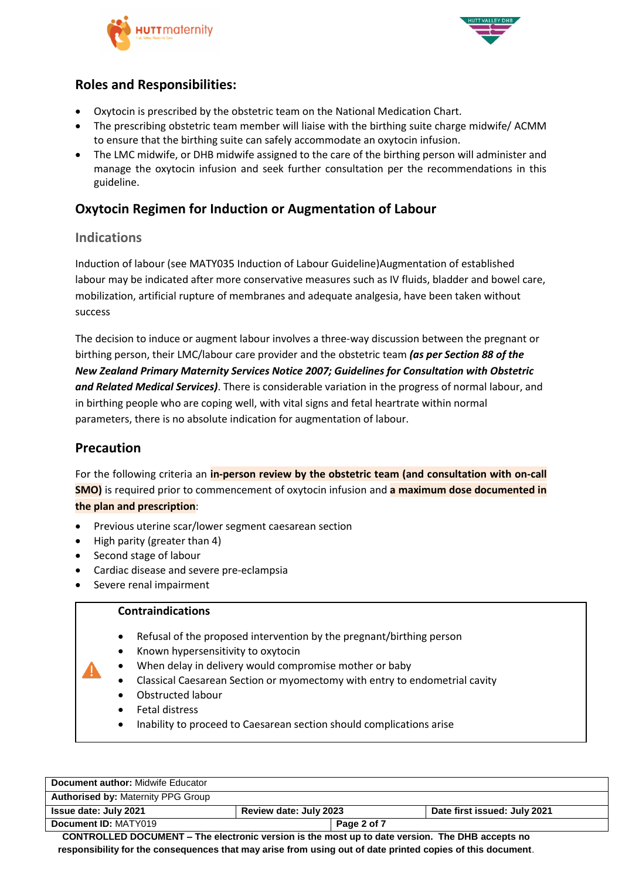## Roles and Responsibilities:

- Oxytocin is prescribed by the obstetric team on the National Medication Chart.
- The prescribing obstetric team member will liaise with the birthing suite charge midwife/ ACMM to ensure that the birthing suite can safely accommodate an oxytocin infusion.
- The LMC midwife, or DHB midwife assigned to the care of the birthing person will administer and manage the oxytocin infusion and seek further consultation per the recommendations in this guideline.

## Oxytocin Regimen for Induction or Augmentation of Labour

### Indications

Induction of labour (see MATY035 Induction of Labour Guideline)Augmentation of established labour may be indicated after more conservative measures such as IV fluids, bladder and bowel care, mobilization, artificial rupture of membranes and adequate analgesia, have been taken without success

The decision to induce or augment labour involves a three-way discussion between the pregnant or birthing person, their LMC/labour care provider and the obstetric team ***(as per Section 88 of the New Zealand Primary Maternity Services Notice 2007; Guidelines for Consultation with Obstetric and Related Medical Services)***. There is considerable variation in the progress of normal labour, and in birthing people who are coping well, with vital signs and fetal heartrate within normal parameters, there is no absolute indication for augmentation of labour.

## Precaution

For the following criteria an **in-person review by the obstetric team (and consultation with on-call SMO)** is required prior to commencement of oxytocin infusion and **a maximum dose documented in the plan and prescription**:

- Previous uterine scar/lower segment caesarean section
- High parity (greater than 4)
- Second stage of labour
- Cardiac disease and severe pre-eclampsia
- Severe renal impairment

**Contraindications**

- Refusal of the proposed intervention by the pregnant/birthing person
- Known hypersensitivity to oxytocin
- When delay in delivery would compromise mother or baby
- Classical Caesarean Section or myomectomy with entry to endometrial cavity
- Obstructed labour
- Fetal distress
- Inability to proceed to Caesarean section should complications arise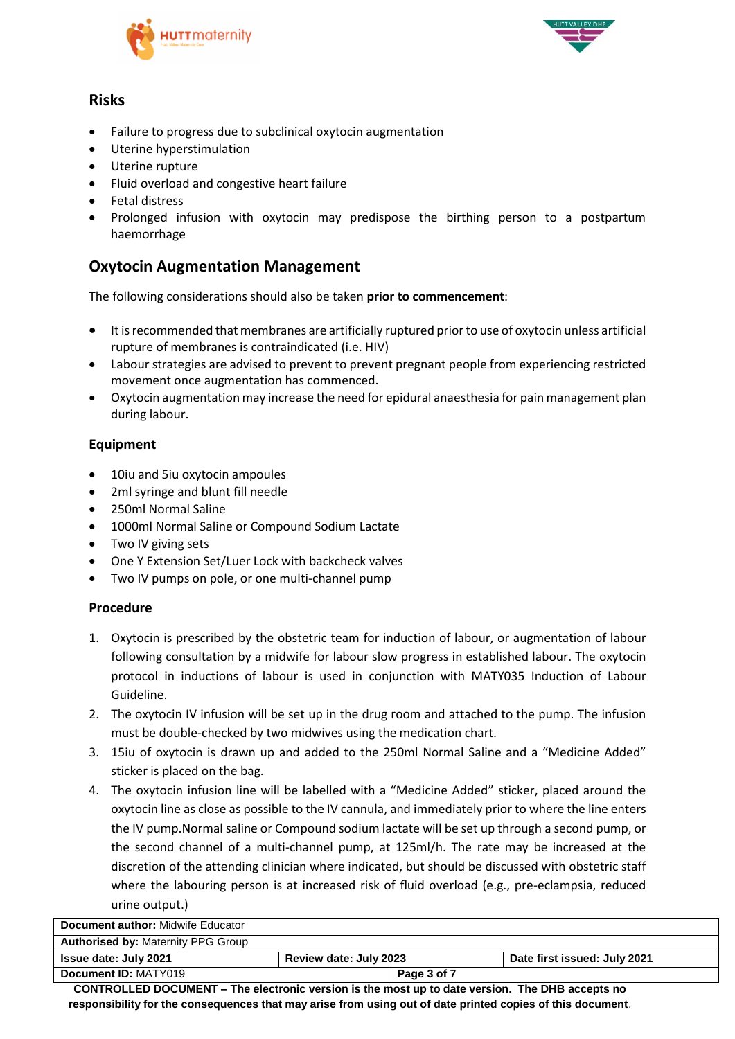## Risks

- Failure to progress due to subclinical oxytocin augmentation
- Uterine hyperstimulation
- Uterine rupture
- Fluid overload and congestive heart failure
- Fetal distress
- Prolonged infusion with oxytocin may predispose the birthing person to a postpartum haemorrhage

## Oxytocin Augmentation Management

The following considerations should also be taken **prior to commencement**:

- It is recommended that membranes are artificially ruptured prior to use of oxytocin unless artificial rupture of membranes is contraindicated (i.e. HIV)
- Labour strategies are advised to prevent to prevent pregnant people from experiencing restricted movement once augmentation has commenced.
- Oxytocin augmentation may increase the need for epidural anaesthesia for pain management plan during labour.

### Equipment

- 10iu and 5iu oxytocin ampoules
- 2ml syringe and blunt fill needle
- 250ml Normal Saline
- 1000ml Normal Saline or Compound Sodium Lactate
- Two IV giving sets
- One Y Extension Set/Luer Lock with backcheck valves
- Two IV pumps on pole, or one multi-channel pump

### Procedure

1. Oxytocin is prescribed by the obstetric team for induction of labour, or augmentation of labour following consultation by a midwife for labour slow progress in established labour. The oxytocin protocol in inductions of labour is used in conjunction with MATY035 Induction of Labour Guideline.
2. The oxytocin IV infusion will be set up in the drug room and attached to the pump. The infusion must be double-checked by two midwives using the medication chart.
3. 15iu of oxytocin is drawn up and added to the 250ml Normal Saline and a "Medicine Added" sticker is placed on the bag.
4. The oxytocin infusion line will be labelled with a "Medicine Added" sticker, placed around the oxytocin line as close as possible to the IV cannula, and immediately prior to where the line enters the IV pump.Normal saline or Compound sodium lactate will be set up through a second pump, or the second channel of a multi-channel pump, at 125ml/h. The rate may be increased at the discretion of the attending clinician where indicated, but should be discussed with obstetric staff where the labouring person is at increased risk of fluid overload (e.g., pre-eclampsia, reduced urine output.)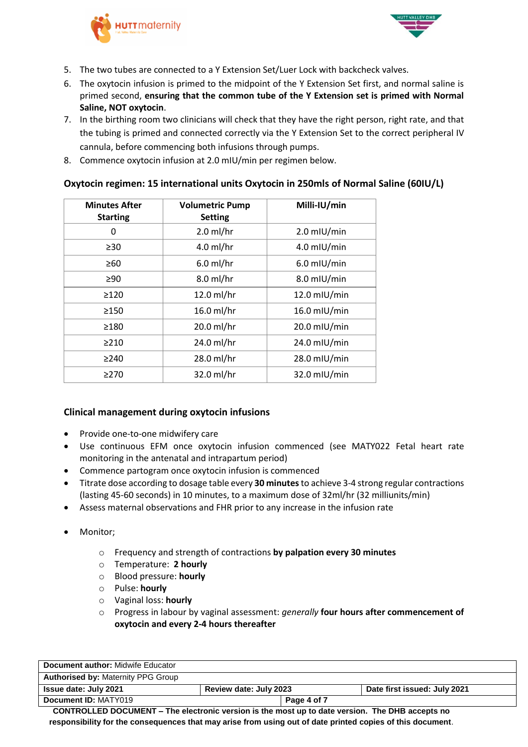5. The two tubes are connected to a Y Extension Set/Luer Lock with backcheck valves.
6. The oxytocin infusion is primed to the midpoint of the Y Extension Set first, and normal saline is primed second, **ensuring that the common tube of the Y Extension set is primed with Normal Saline, NOT oxytocin**.
7. In the birthing room two clinicians will check that they have the right person, right rate, and that the tubing is primed and connected correctly via the Y Extension Set to the correct peripheral IV cannula, before commencing both infusions through pumps.
8. Commence oxytocin infusion at 2.0 mIU/min per regimen below.

### Oxytocin regimen: 15 international units Oxytocin in 250mls of Normal Saline (60IU/L)

| Minutes After Starting | Volumetric Pump Setting | Milli-IU/min |
|---|---|---|
| 0 | 2.0 ml/hr | 2.0 mIU/min |
| ≥30 | 4.0 ml/hr | 4.0 mIU/min |
| ≥60 | 6.0 ml/hr | 6.0 mIU/min |
| ≥90 | 8.0 ml/hr | 8.0 mIU/min |
| ≥120 | 12.0 ml/hr | 12.0 mIU/min |
| ≥150 | 16.0 ml/hr | 16.0 mIU/min |
| ≥180 | 20.0 ml/hr | 20.0 mIU/min |
| ≥210 | 24.0 ml/hr | 24.0 mIU/min |
| ≥240 | 28.0 ml/hr | 28.0 mIU/min |
| ≥270 | 32.0 ml/hr | 32.0 mIU/min |

### Clinical management during oxytocin infusions

- Provide one-to-one midwifery care
- Use continuous EFM once oxytocin infusion commenced (see MATY022 Fetal heart rate monitoring in the antenatal and intrapartum period)
- Commence partogram once oxytocin infusion is commenced
- Titrate dose according to dosage table every **30 minutes** to achieve 3-4 strong regular contractions (lasting 45-60 seconds) in 10 minutes, to a maximum dose of 32ml/hr (32 milliunits/min)
- Assess maternal observations and FHR prior to any increase in the infusion rate
- Monitor;
  - Frequency and strength of contractions **by palpation every 30 minutes**
  - Temperature: **2 hourly**
  - Blood pressure: **hourly**
  - Pulse: **hourly**
  - Vaginal loss: **hourly**
  - Progress in labour by vaginal assessment: *generally* **four hours after commencement of oxytocin and every 2-4 hours thereafter**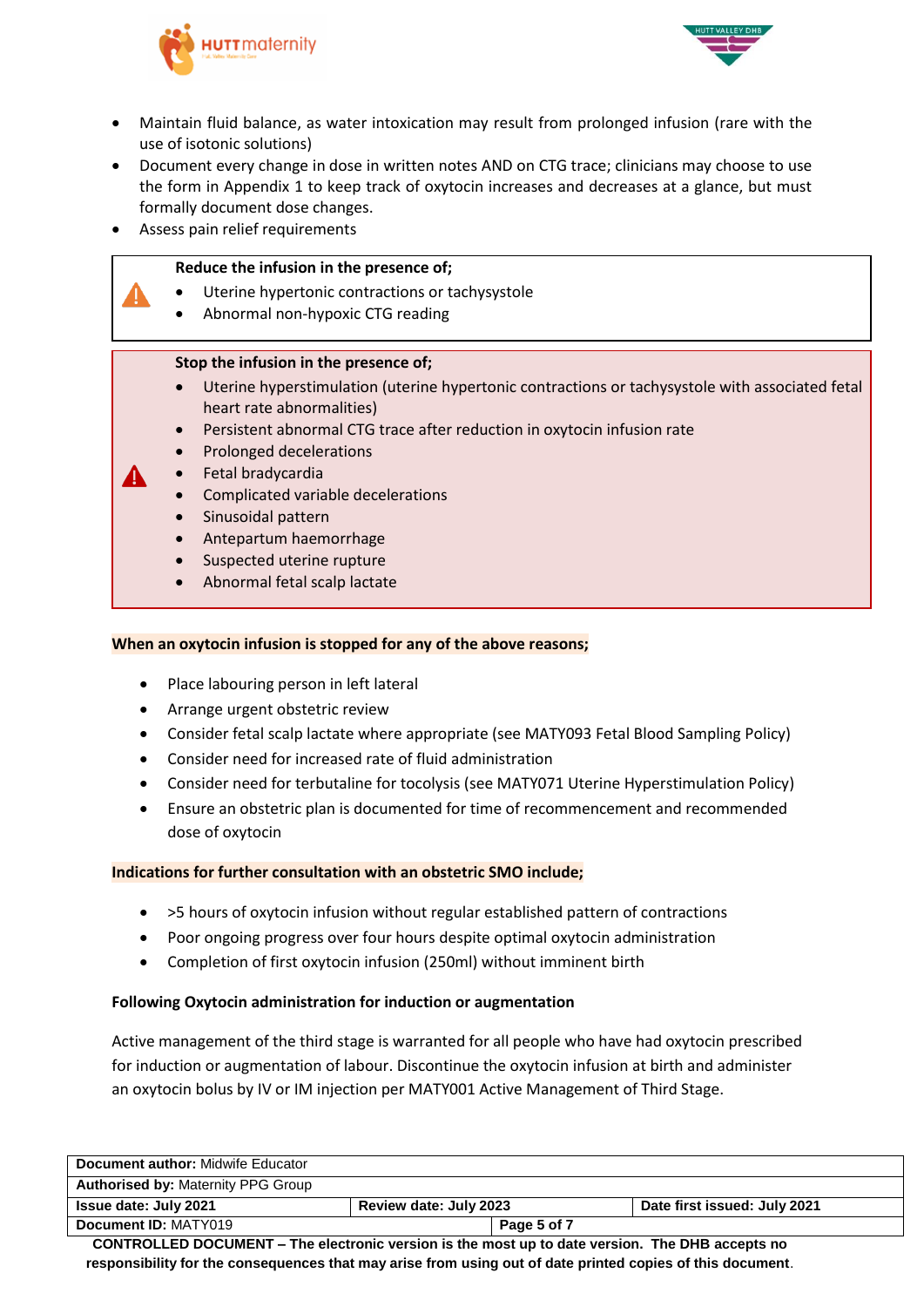- Maintain fluid balance, as water intoxication may result from prolonged infusion (rare with the use of isotonic solutions)
- Document every change in dose in written notes AND on CTG trace; clinicians may choose to use the form in Appendix 1 to keep track of oxytocin increases and decreases at a glance, but must formally document dose changes.
- Assess pain relief requirements

**Reduce the infusion in the presence of;**

- Uterine hypertonic contractions or tachysystole
- Abnormal non-hypoxic CTG reading

**Stop the infusion in the presence of;**

- Uterine hyperstimulation (uterine hypertonic contractions or tachysystole with associated fetal heart rate abnormalities)
- Persistent abnormal CTG trace after reduction in oxytocin infusion rate
- Prolonged decelerations
- Fetal bradycardia
- Complicated variable decelerations
- Sinusoidal pattern
- Antepartum haemorrhage
- Suspected uterine rupture
- Abnormal fetal scalp lactate

**When an oxytocin infusion is stopped for any of the above reasons;**

- Place labouring person in left lateral
- Arrange urgent obstetric review
- Consider fetal scalp lactate where appropriate (see MATY093 Fetal Blood Sampling Policy)
- Consider need for increased rate of fluid administration
- Consider need for terbutaline for tocolysis (see MATY071 Uterine Hyperstimulation Policy)
- Ensure an obstetric plan is documented for time of recommencement and recommended dose of oxytocin

**Indications for further consultation with an obstetric SMO include;**

- >5 hours of oxytocin infusion without regular established pattern of contractions
- Poor ongoing progress over four hours despite optimal oxytocin administration
- Completion of first oxytocin infusion (250ml) without imminent birth

**Following Oxytocin administration for induction or augmentation**

Active management of the third stage is warranted for all people who have had oxytocin prescribed for induction or augmentation of labour. Discontinue the oxytocin infusion at birth and administer an oxytocin bolus by IV or IM injection per MATY001 Active Management of Third Stage.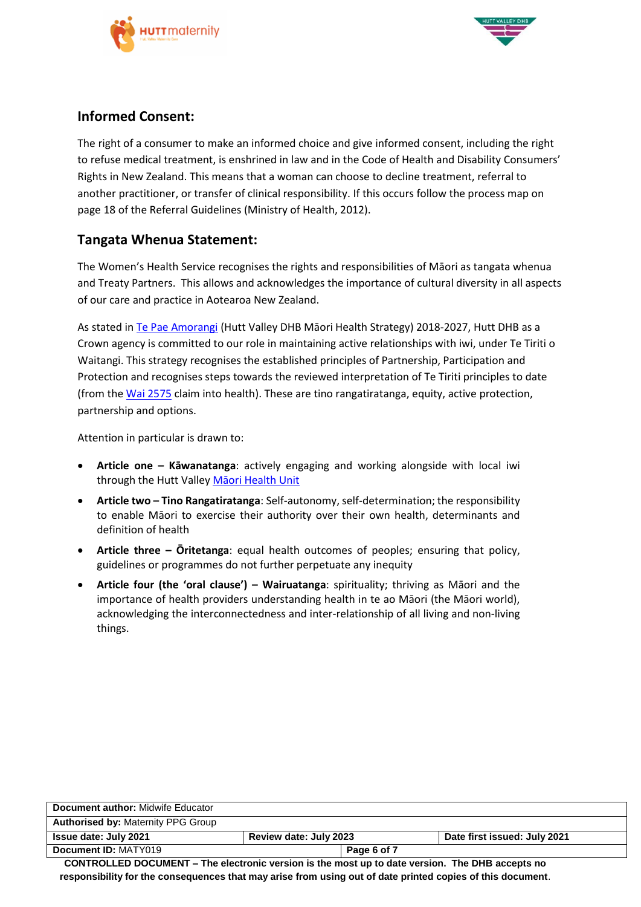## Informed Consent:

The right of a consumer to make an informed choice and give informed consent, including the right to refuse medical treatment, is enshrined in law and in the Code of Health and Disability Consumers' Rights in New Zealand. This means that a woman can choose to decline treatment, referral to another practitioner, or transfer of clinical responsibility. If this occurs follow the process map on page 18 of the Referral Guidelines (Ministry of Health, 2012).

## Tangata Whenua Statement:

The Women's Health Service recognises the rights and responsibilities of Māori as tangata whenua and Treaty Partners. This allows and acknowledges the importance of cultural diversity in all aspects of our care and practice in Aotearoa New Zealand.

As stated in Te Pae Amorangi (Hutt Valley DHB Māori Health Strategy) 2018-2027, Hutt DHB as a Crown agency is committed to our role in maintaining active relationships with iwi, under Te Tiriti o Waitangi. This strategy recognises the established principles of Partnership, Participation and Protection and recognises steps towards the reviewed interpretation of Te Tiriti principles to date (from the Wai 2575 claim into health). These are tino rangatiratanga, equity, active protection, partnership and options.

Attention in particular is drawn to:

- **Article one – Kāwanatanga**: actively engaging and working alongside with local iwi through the Hutt Valley Māori Health Unit
- **Article two – Tino Rangatiratanga**: Self-autonomy, self-determination; the responsibility to enable Māori to exercise their authority over their own health, determinants and definition of health
- **Article three – Ōritetanga**: equal health outcomes of peoples; ensuring that policy, guidelines or programmes do not further perpetuate any inequity
- **Article four (the 'oral clause') – Wairuatanga**: spirituality; thriving as Māori and the importance of health providers understanding health in te ao Māori (the Māori world), acknowledging the interconnectedness and inter-relationship of all living and non-living things.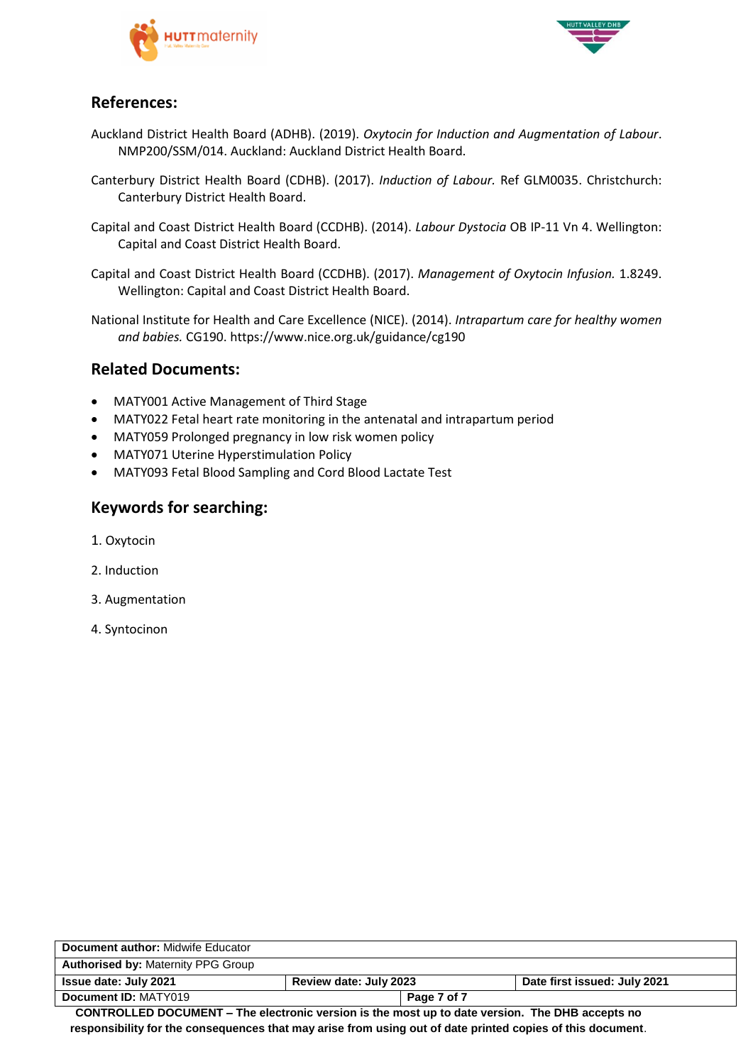## References:

Auckland District Health Board (ADHB). (2019). *Oxytocin for Induction and Augmentation of Labour*. NMP200/SSM/014. Auckland: Auckland District Health Board.

Canterbury District Health Board (CDHB). (2017). *Induction of Labour.* Ref GLM0035. Christchurch: Canterbury District Health Board.

Capital and Coast District Health Board (CCDHB). (2014). *Labour Dystocia* OB IP-11 Vn 4. Wellington: Capital and Coast District Health Board.

Capital and Coast District Health Board (CCDHB). (2017). *Management of Oxytocin Infusion.* 1.8249. Wellington: Capital and Coast District Health Board.

National Institute for Health and Care Excellence (NICE). (2014). *Intrapartum care for healthy women and babies.* CG190. https://www.nice.org.uk/guidance/cg190

## Related Documents:

- MATY001 Active Management of Third Stage
- MATY022 Fetal heart rate monitoring in the antenatal and intrapartum period
- MATY059 Prolonged pregnancy in low risk women policy
- MATY071 Uterine Hyperstimulation Policy
- MATY093 Fetal Blood Sampling and Cord Blood Lactate Test

## Keywords for searching:

1. Oxytocin
2. Induction
3. Augmentation
4. Syntocinon

| | | |
|---|---|---|
| **Document author:** Midwife Educator | | |
| **Authorised by:** Maternity PPG Group | | |
| **Issue date: July 2021** | **Review date: July 2023** | **Date first issued: July 2021** |
| **Document ID:** MATY019 | | |

**CONTROLLED DOCUMENT – The electronic version is the most up to date version. The DHB accepts no responsibility for the consequences that may arise from using out of date printed copies of this document**.